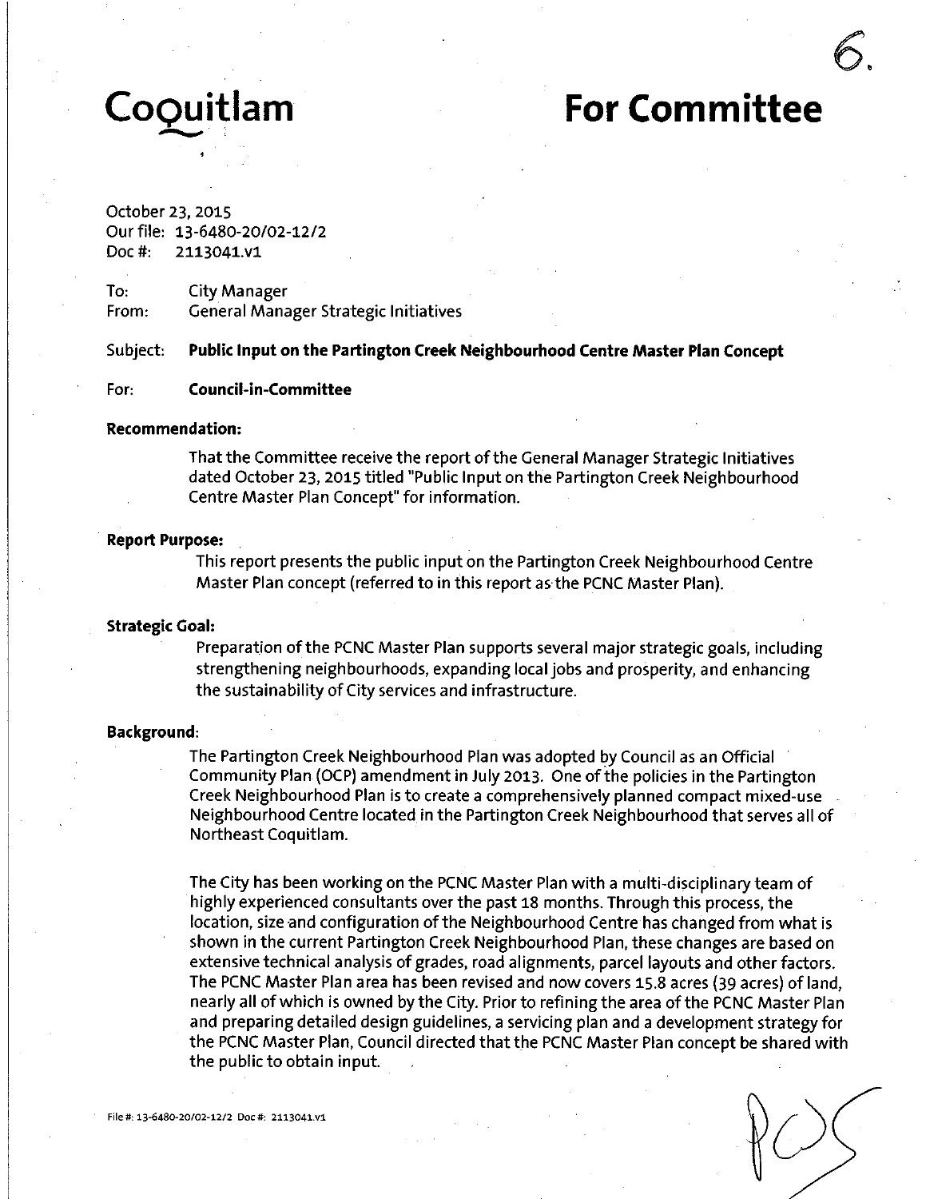# Coquitlam

# For Committee

October 23, 2015
Our file: 13-6480-20/02-12/2
Doc #: 2113041.v1

To: City Manager
From: General Manager Strategic Initiatives

Subject: **Public Input on the Partington Creek Neighbourhood Centre Master Plan Concept**

For: **Council-in-Committee**

**Recommendation:**

That the Committee receive the report of the General Manager Strategic Initiatives dated October 23, 2015 titled "Public Input on the Partington Creek Neighbourhood Centre Master Plan Concept" for information.

**Report Purpose:**

This report presents the public input on the Partington Creek Neighbourhood Centre Master Plan concept (referred to in this report as the PCNC Master Plan).

**Strategic Goal:**

Preparation of the PCNC Master Plan supports several major strategic goals, including strengthening neighbourhoods, expanding local jobs and prosperity, and enhancing the sustainability of City services and infrastructure.

**Background:**

The Partington Creek Neighbourhood Plan was adopted by Council as an Official Community Plan (OCP) amendment in July 2013. One of the policies in the Partington Creek Neighbourhood Plan is to create a comprehensively planned compact mixed-use Neighbourhood Centre located in the Partington Creek Neighbourhood that serves all of Northeast Coquitlam.

The City has been working on the PCNC Master Plan with a multi-disciplinary team of highly experienced consultants over the past 18 months. Through this process, the location, size and configuration of the Neighbourhood Centre has changed from what is shown in the current Partington Creek Neighbourhood Plan, these changes are based on extensive technical analysis of grades, road alignments, parcel layouts and other factors. The PCNC Master Plan area has been revised and now covers 15.8 acres (39 acres) of land, nearly all of which is owned by the City. Prior to refining the area of the PCNC Master Plan and preparing detailed design guidelines, a servicing plan and a development strategy for the PCNC Master Plan, Council directed that the PCNC Master Plan concept be shared with the public to obtain input.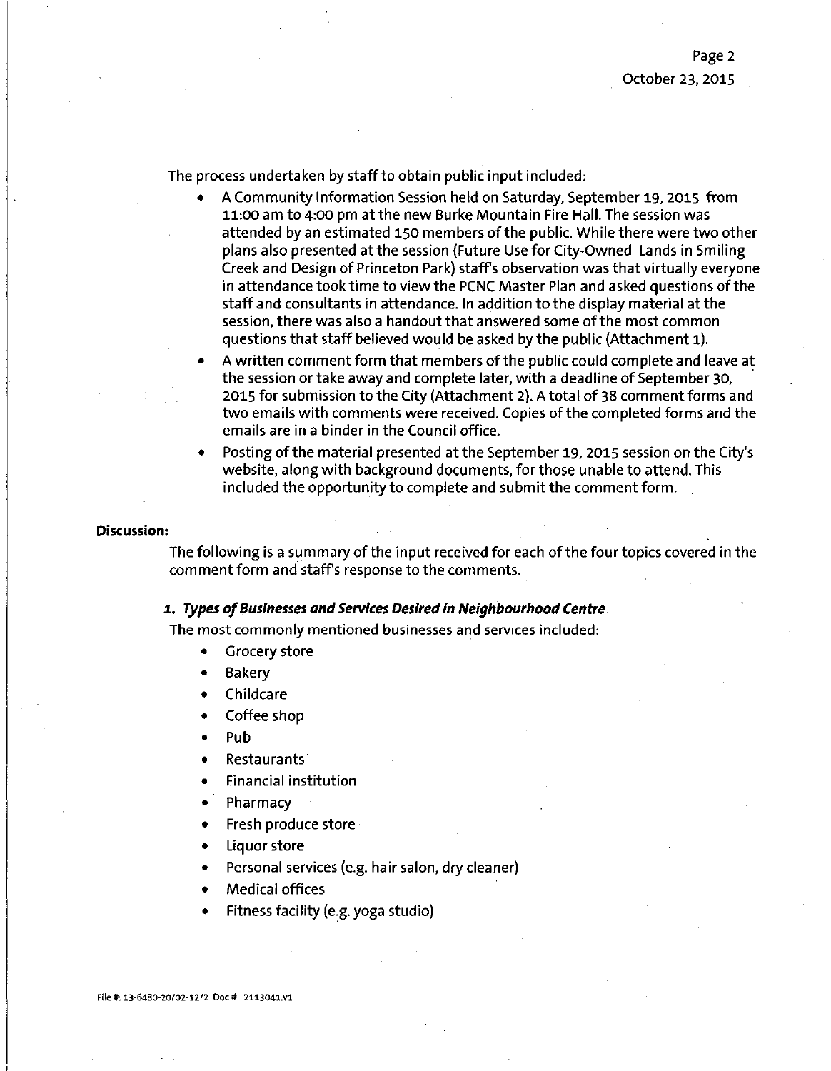The process undertaken by staff to obtain public input included:

- A Community Information Session held on Saturday, September 19, 2015 from 11:00 am to 4:00 pm at the new Burke Mountain Fire Hall. The session was attended by an estimated 150 members of the public. While there were two other plans also presented at the session (Future Use for City-Owned Lands in Smiling Creek and Design of Princeton Park) staff's observation was that virtually everyone in attendance took time to view the PCNC Master Plan and asked questions of the staff and consultants in attendance. In addition to the display material at the session, there was also a handout that answered some of the most common questions that staff believed would be asked by the public (Attachment 1).
- A written comment form that members of the public could complete and leave at the session or take away and complete later, with a deadline of September 30, 2015 for submission to the City (Attachment 2). A total of 38 comment forms and two emails with comments were received. Copies of the completed forms and the emails are in a binder in the Council office.
- Posting of the material presented at the September 19, 2015 session on the City's website, along with background documents, for those unable to attend. This included the opportunity to complete and submit the comment form.

**Discussion:**

The following is a summary of the input received for each of the four topics covered in the comment form and staff's response to the comments.

***1. Types of Businesses and Services Desired in Neighbourhood Centre***

The most commonly mentioned businesses and services included:

- Grocery store
- Bakery
- Childcare
- Coffee shop
- Pub
- Restaurants
- Financial institution
- Pharmacy
- Fresh produce store
- Liquor store
- Personal services (e.g. hair salon, dry cleaner)
- Medical offices
- Fitness facility (e.g. yoga studio)

File #: 13-6480-20/02-12/2 Doc #: 2113041.v1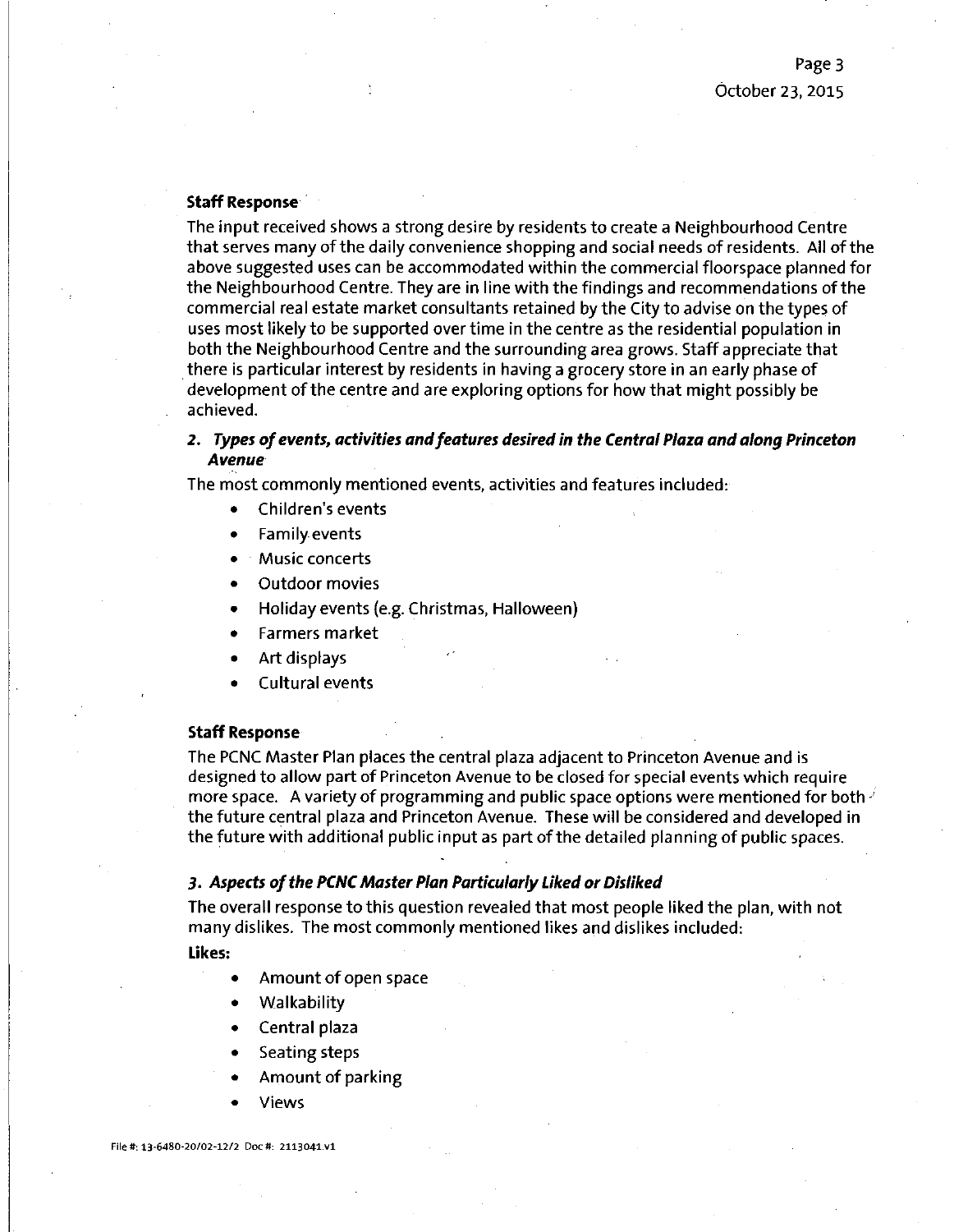**Staff Response**

The input received shows a strong desire by residents to create a Neighbourhood Centre that serves many of the daily convenience shopping and social needs of residents. All of the above suggested uses can be accommodated within the commercial floorspace planned for the Neighbourhood Centre. They are in line with the findings and recommendations of the commercial real estate market consultants retained by the City to advise on the types of uses most likely to be supported over time in the centre as the residential population in both the Neighbourhood Centre and the surrounding area grows. Staff appreciate that there is particular interest by residents in having a grocery store in an early phase of development of the centre and are exploring options for how that might possibly be achieved.

### 2. *Types of events, activities and features desired in the Central Plaza and along Princeton Avenue*

The most commonly mentioned events, activities and features included:

- Children's events
- Family events
- Music concerts
- Outdoor movies
- Holiday events (e.g. Christmas, Halloween)
- Farmers market
- Art displays
- Cultural events

**Staff Response**

The PCNC Master Plan places the central plaza adjacent to Princeton Avenue and is designed to allow part of Princeton Avenue to be closed for special events which require more space. A variety of programming and public space options were mentioned for both the future central plaza and Princeton Avenue. These will be considered and developed in the future with additional public input as part of the detailed planning of public spaces.

### 3. *Aspects of the PCNC Master Plan Particularly Liked or Disliked*

The overall response to this question revealed that most people liked the plan, with not many dislikes. The most commonly mentioned likes and dislikes included:

**Likes:**

- Amount of open space
- Walkability
- Central plaza
- Seating steps
- Amount of parking
- Views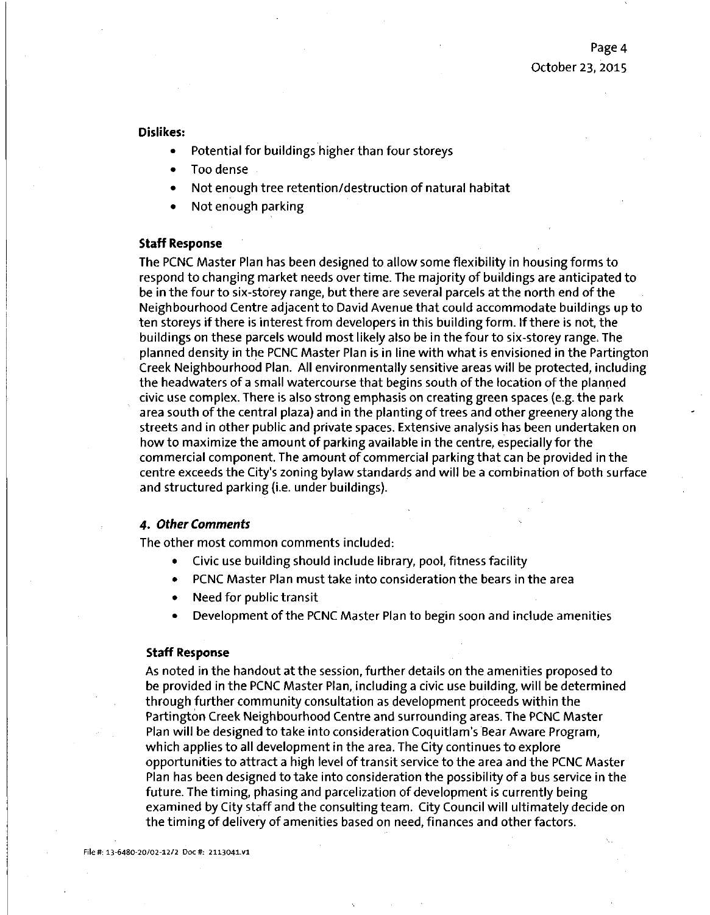**Dislikes:**

- Potential for buildings higher than four storeys
- Too dense
- Not enough tree retention/destruction of natural habitat
- Not enough parking

**Staff Response**

The PCNC Master Plan has been designed to allow some flexibility in housing forms to respond to changing market needs over time. The majority of buildings are anticipated to be in the four to six-storey range, but there are several parcels at the north end of the Neighbourhood Centre adjacent to David Avenue that could accommodate buildings up to ten storeys if there is interest from developers in this building form. If there is not, the buildings on these parcels would most likely also be in the four to six-storey range. The planned density in the PCNC Master Plan is in line with what is envisioned in the Partington Creek Neighbourhood Plan. All environmentally sensitive areas will be protected, including the headwaters of a small watercourse that begins south of the location of the planned civic use complex. There is also strong emphasis on creating green spaces (e.g. the park area south of the central plaza) and in the planting of trees and other greenery along the streets and in other public and private spaces. Extensive analysis has been undertaken on how to maximize the amount of parking available in the centre, especially for the commercial component. The amount of commercial parking that can be provided in the centre exceeds the City's zoning bylaw standards and will be a combination of both surface and structured parking (i.e. under buildings).

### *4. Other Comments*

The other most common comments included:

- Civic use building should include library, pool, fitness facility
- PCNC Master Plan must take into consideration the bears in the area
- Need for public transit
- Development of the PCNC Master Plan to begin soon and include amenities

**Staff Response**

As noted in the handout at the session, further details on the amenities proposed to be provided in the PCNC Master Plan, including a civic use building, will be determined through further community consultation as development proceeds within the Partington Creek Neighbourhood Centre and surrounding areas. The PCNC Master Plan will be designed to take into consideration Coquitlam's Bear Aware Program, which applies to all development in the area. The City continues to explore opportunities to attract a high level of transit service to the area and the PCNC Master Plan has been designed to take into consideration the possibility of a bus service in the future. The timing, phasing and parcelization of development is currently being examined by City staff and the consulting team. City Council will ultimately decide on the timing of delivery of amenities based on need, finances and other factors.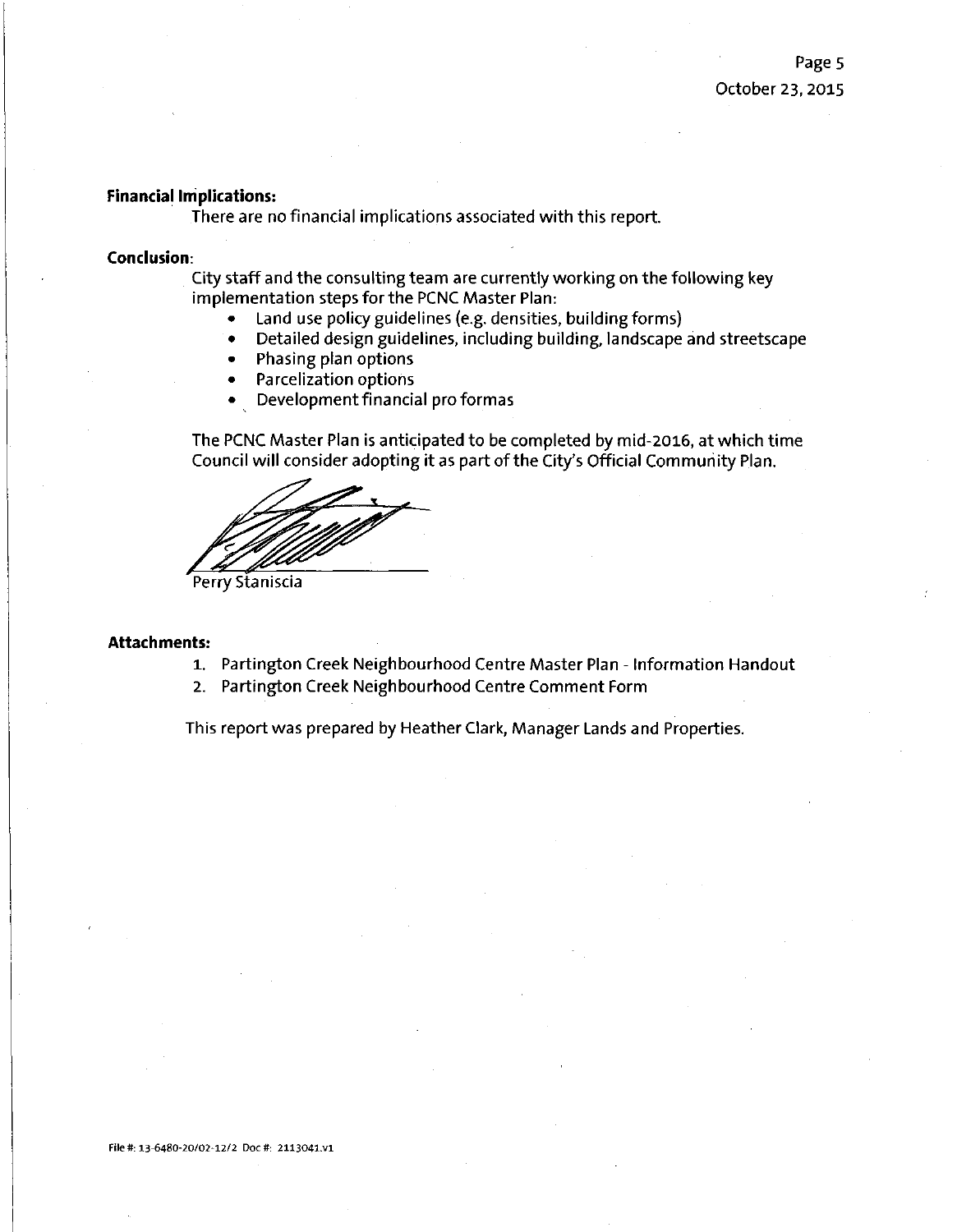**Financial Implications:**

There are no financial implications associated with this report.

**Conclusion:**

City staff and the consulting team are currently working on the following key implementation steps for the PCNC Master Plan:

- Land use policy guidelines (e.g. densities, building forms)
- Detailed design guidelines, including building, landscape and streetscape
- Phasing plan options
- Parcelization options
- Development financial pro formas

The PCNC Master Plan is anticipated to be completed by mid-2016, at which time Council will consider adopting it as part of the City's Official Community Plan.

Perry Staniscia

**Attachments:**

1. Partington Creek Neighbourhood Centre Master Plan - Information Handout
2. Partington Creek Neighbourhood Centre Comment Form

This report was prepared by Heather Clark, Manager Lands and Properties.

File #: 13-6480-20/02-12/2 Doc #: 2113041.v1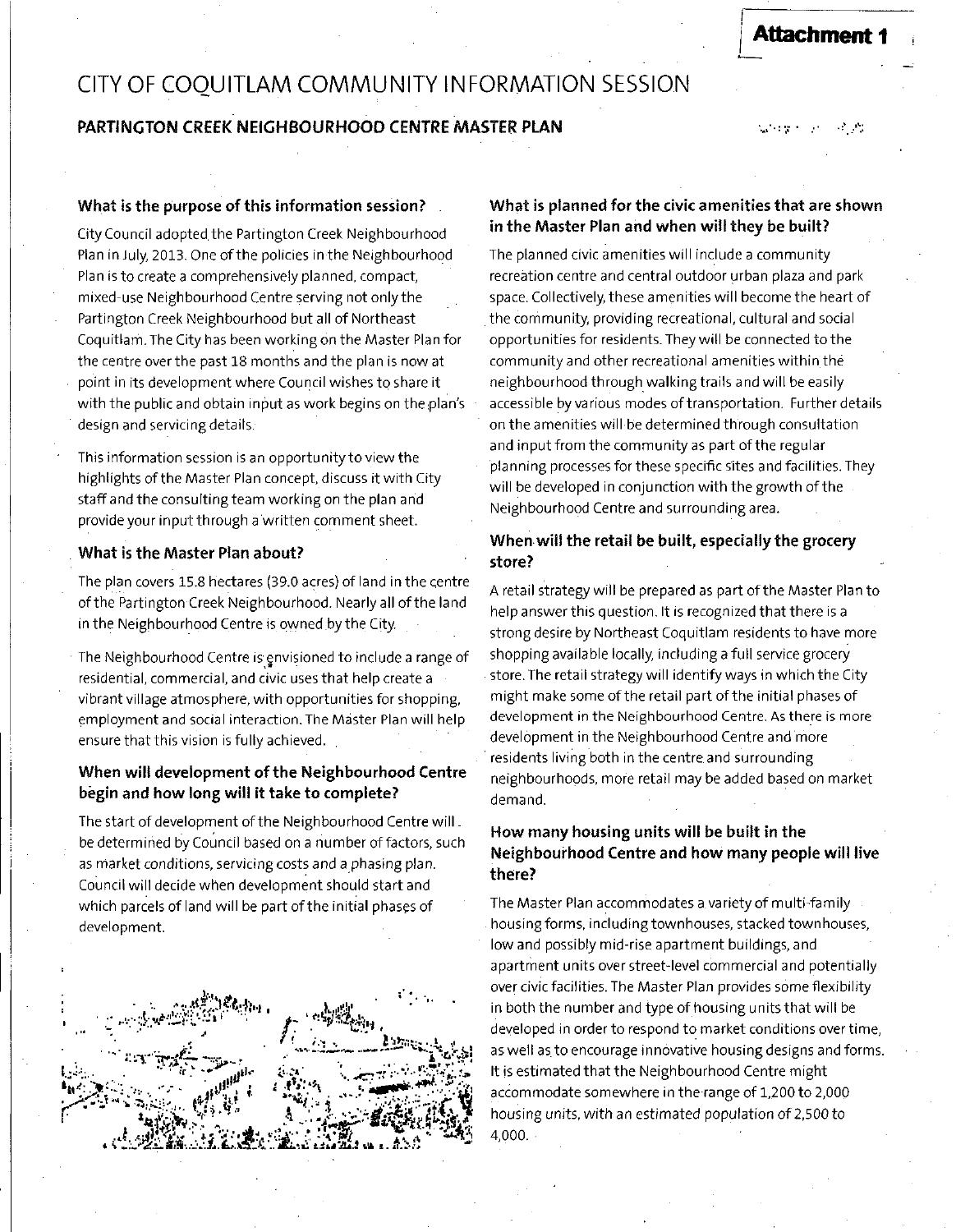**Attachment 1**

# CITY OF COQUITLAM COMMUNITY INFORMATION SESSION

## PARTINGTON CREEK NEIGHBOURHOOD CENTRE MASTER PLAN

### What is the purpose of this information session?

City Council adopted the Partington Creek Neighbourhood Plan in July, 2013. One of the policies in the Neighbourhood Plan is to create a comprehensively planned, compact, mixed-use Neighbourhood Centre serving not only the Partington Creek Neighbourhood but all of Northeast Coquitlam. The City has been working on the Master Plan for the centre over the past 18 months and the plan is now at point in its development where Council wishes to share it with the public and obtain input as work begins on the plan's design and servicing details.

This information session is an opportunity to view the highlights of the Master Plan concept, discuss it with City staff and the consulting team working on the plan and provide your input through a written comment sheet.

### What is the Master Plan about?

The plan covers 15.8 hectares (39.0 acres) of land in the centre of the Partington Creek Neighbourhood. Nearly all of the land in the Neighbourhood Centre is owned by the City.

The Neighbourhood Centre is envisioned to include a range of residential, commercial, and civic uses that help create a vibrant village atmosphere, with opportunities for shopping, employment and social interaction. The Master Plan will help ensure that this vision is fully achieved.

### When will development of the Neighbourhood Centre begin and how long will it take to complete?

The start of development of the Neighbourhood Centre will be determined by Council based on a number of factors, such as market conditions, servicing costs and a phasing plan. Council will decide when development should start and which parcels of land will be part of the initial phases of development.

### What is planned for the civic amenities that are shown in the Master Plan and when will they be built?

The planned civic amenities will include a community recreation centre and central outdoor urban plaza and park space. Collectively, these amenities will become the heart of the community, providing recreational, cultural and social opportunities for residents. They will be connected to the community and other recreational amenities within the neighbourhood through walking trails and will be easily accessible by various modes of transportation. Further details on the amenities will be determined through consultation and input from the community as part of the regular planning processes for these specific sites and facilities. They will be developed in conjunction with the growth of the Neighbourhood Centre and surrounding area.

### When will the retail be built, especially the grocery store?

A retail strategy will be prepared as part of the Master Plan to help answer this question. It is recognized that there is a strong desire by Northeast Coquitlam residents to have more shopping available locally, including a full service grocery store. The retail strategy will identify ways in which the City might make some of the retail part of the initial phases of development in the Neighbourhood Centre. As there is more development in the Neighbourhood Centre and more residents living both in the centre and surrounding neighbourhoods, more retail may be added based on market demand.

### How many housing units will be built in the Neighbourhood Centre and how many people will live there?

The Master Plan accommodates a variety of multi-family housing forms, including townhouses, stacked townhouses, low and possibly mid-rise apartment buildings, and apartment units over street-level commercial and potentially over civic facilities. The Master Plan provides some flexibility in both the number and type of housing units that will be developed in order to respond to market conditions over time, as well as to encourage innovative housing designs and forms. It is estimated that the Neighbourhood Centre might accommodate somewhere in the range of 1,200 to 2,000 housing units, with an estimated population of 2,500 to 4,000.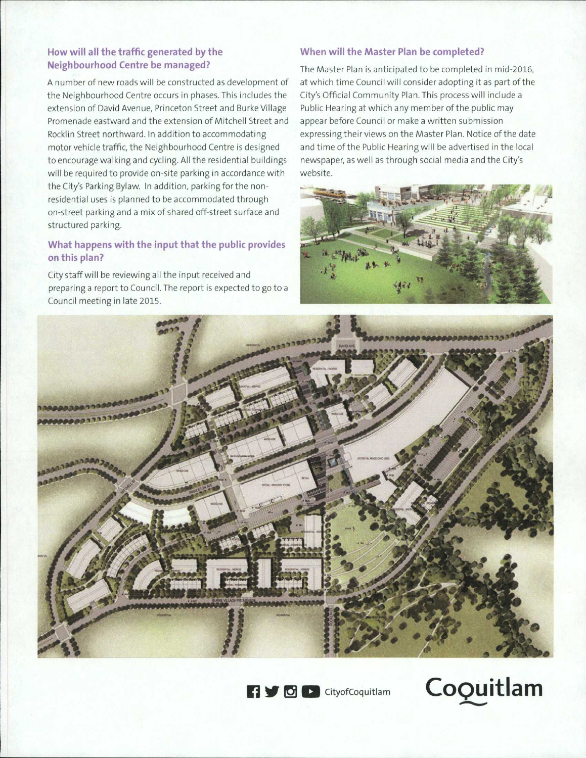## How will all the traffic generated by the Neighbourhood Centre be managed?

A number of new roads will be constructed as development of the Neighbourhood Centre occurs in phases. This includes the extension of David Avenue, Princeton Street and Burke Village Promenade eastward and the extension of Mitchell Street and Rocklin Street northward. In addition to accommodating motor vehicle traffic, the Neighbourhood Centre is designed to encourage walking and cycling. All the residential buildings will be required to provide on-site parking in accordance with the City's Parking Bylaw. In addition, parking for the non-residential uses is planned to be accommodated through on-street parking and a mix of shared off-street surface and structured parking.

## What happens with the input that the public provides on this plan?

City staff will be reviewing all the input received and preparing a report to Council. The report is expected to go to a Council meeting in late 2015.

## When will the Master Plan be completed?

The Master Plan is anticipated to be completed in mid-2016, at which time Council will consider adopting it as part of the City's Official Community Plan. This process will include a Public Hearing at which any member of the public may appear before Council or make a written submission expressing their views on the Master Plan. Notice of the date and time of the Public Hearing will be advertised in the local newspaper, as well as through social media and the City's website.

CityofCoquitlam

Coquitlam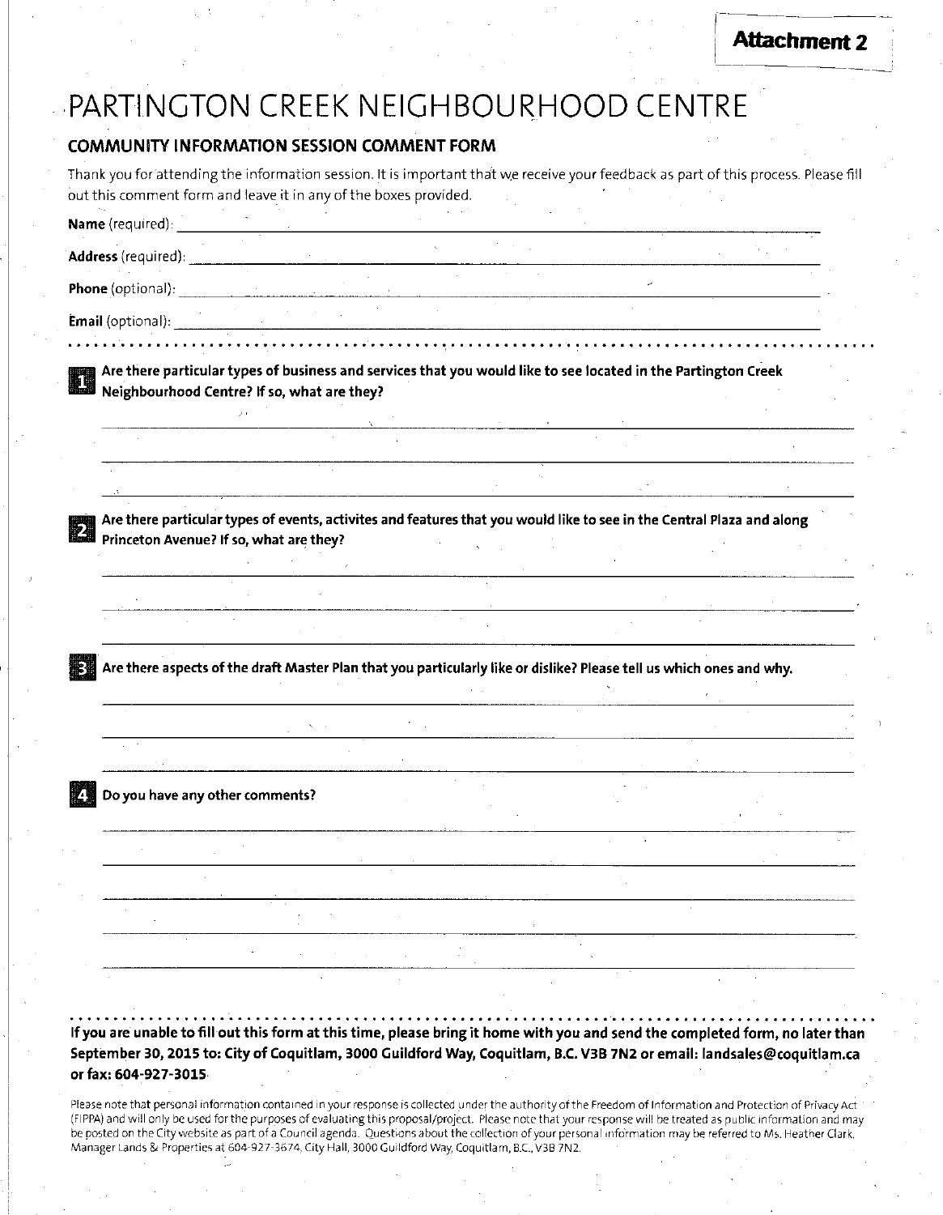**Attachment 2**

# PARTINGTON CREEK NEIGHBOURHOOD CENTRE

## COMMUNITY INFORMATION SESSION COMMENT FORM

Thank you for attending the information session. It is important that we receive your feedback as part of this process. Please fill out this comment form and leave it in any of the boxes provided.

**Name** (required): ___________________________________________

**Address** (required): ___________________________________________

**Phone** (optional): ___________________________________________

**Email** (optional): ___________________________________________

**1** **Are there particular types of business and services that you would like to see located in the Partington Creek Neighbourhood Centre? If so, what are they?**

___________________________________________

___________________________________________

___________________________________________

**2** **Are there particular types of events, activites and features that you would like to see in the Central Plaza and along Princeton Avenue? If so, what are they?**

___________________________________________

___________________________________________

___________________________________________

**3** **Are there aspects of the draft Master Plan that you particularly like or dislike? Please tell us which ones and why.**

___________________________________________

___________________________________________

___________________________________________

**4** **Do you have any other comments?**

___________________________________________

___________________________________________

___________________________________________

___________________________________________

___________________________________________

**If you are unable to fill out this form at this time, please bring it home with you and send the completed form, no later than September 30, 2015 to: City of Coquitlam, 3000 Guildford Way, Coquitlam, B.C. V3B 7N2 or email: landsales@coquitlam.ca or fax: 604-927-3015**

Please note that personal information contained in your response is collected under the authority of the Freedom of Information and Protection of Privacy Act (FIPPA) and will only be used for the purposes of evaluating this proposal/project. Please note that your response will be treated as public information and may be posted on the City website as part of a Council agenda. Questions about the collection of your personal information may be referred to Ms. Heather Clark, Manager Lands & Properties at 604-927-3674, City Hall, 3000 Guildford Way, Coquitlam, B.C., V3B 7N2.